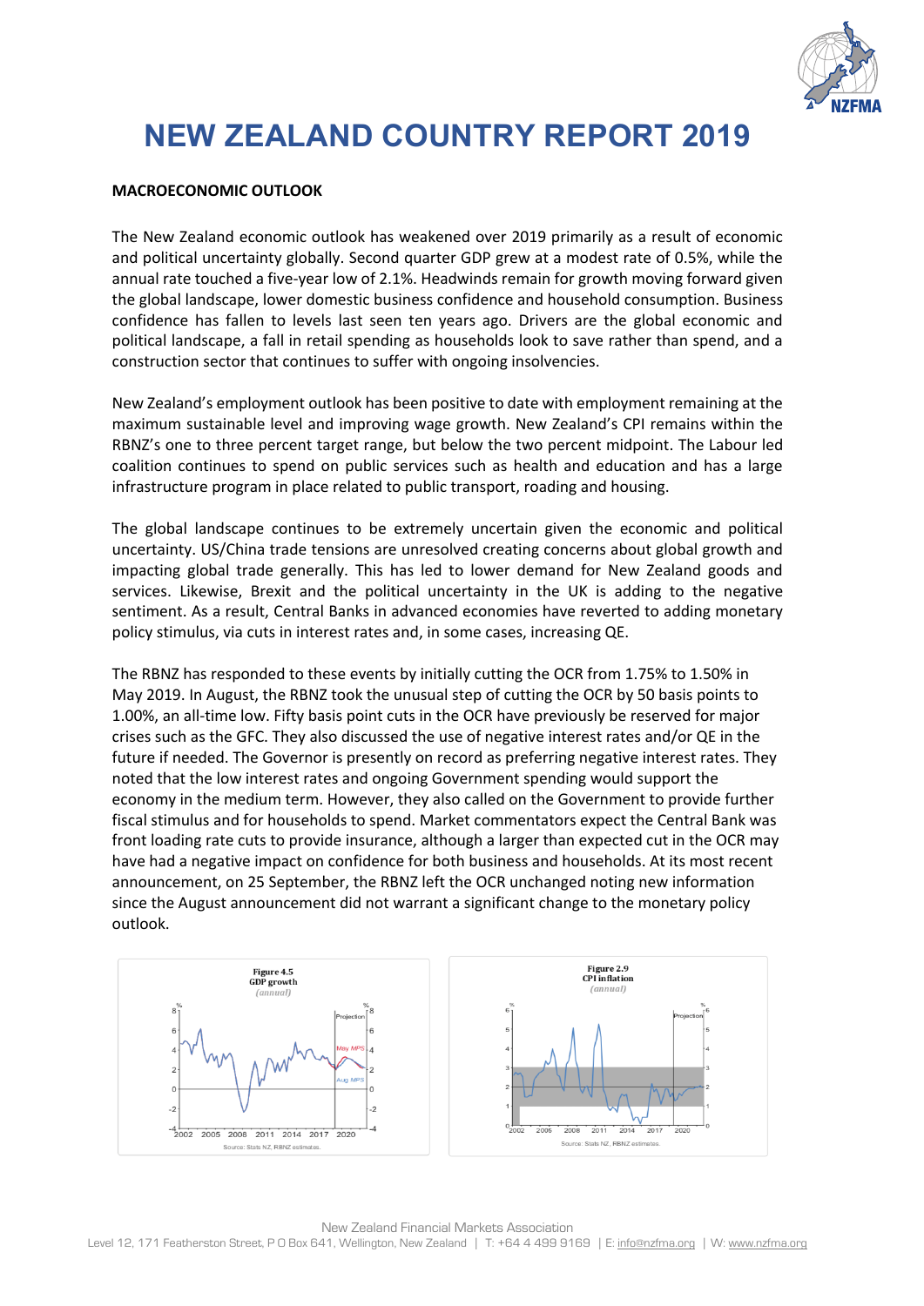# NEW ZEALAND COUNTRY REPORT 2019

**MACROECONOMIC OUTLOOK**

The New Zealand economic outlook has weakened over 2019 primarily as a result of economic and political uncertainty globally. Second quarter GDP grew at a modest rate of 0.5%, while the annual rate touched a five-year low of 2.1%. Headwinds remain for growth moving forward given the global landscape, lower domestic business confidence and household consumption. Business confidence has fallen to levels last seen ten years ago. Drivers are the global economic and political landscape, a fall in retail spending as households look to save rather than spend, and a construction sector that continues to suffer with ongoing insolvencies.

New Zealand's employment outlook has been positive to date with employment remaining at the maximum sustainable level and improving wage growth. New Zealand's CPI remains within the RBNZ's one to three percent target range, but below the two percent midpoint. The Labour led coalition continues to spend on public services such as health and education and has a large infrastructure program in place related to public transport, roading and housing.

The global landscape continues to be extremely uncertain given the economic and political uncertainty. US/China trade tensions are unresolved creating concerns about global growth and impacting global trade generally. This has led to lower demand for New Zealand goods and services. Likewise, Brexit and the political uncertainty in the UK is adding to the negative sentiment. As a result, Central Banks in advanced economies have reverted to adding monetary policy stimulus, via cuts in interest rates and, in some cases, increasing QE.

The RBNZ has responded to these events by initially cutting the OCR from 1.75% to 1.50% in May 2019. In August, the RBNZ took the unusual step of cutting the OCR by 50 basis points to 1.00%, an all-time low. Fifty basis point cuts in the OCR have previously be reserved for major crises such as the GFC. They also discussed the use of negative interest rates and/or QE in the future if needed. The Governor is presently on record as preferring negative interest rates. They noted that the low interest rates and ongoing Government spending would support the economy in the medium term. However, they also called on the Government to provide further fiscal stimulus and for households to spend. Market commentators expect the Central Bank was front loading rate cuts to provide insurance, although a larger than expected cut in the OCR may have had a negative impact on confidence for both business and households. At its most recent announcement, on 25 September, the RBNZ left the OCR unchanged noting new information since the August announcement did not warrant a significant change to the monetary policy outlook.

Figure 4.5
GDP growth
*(annual)*

Source: Stats NZ, RBNZ estimates.

Figure 2.9
CPI inflation
*(annual)*

Source: Stats NZ, RBNZ estimates.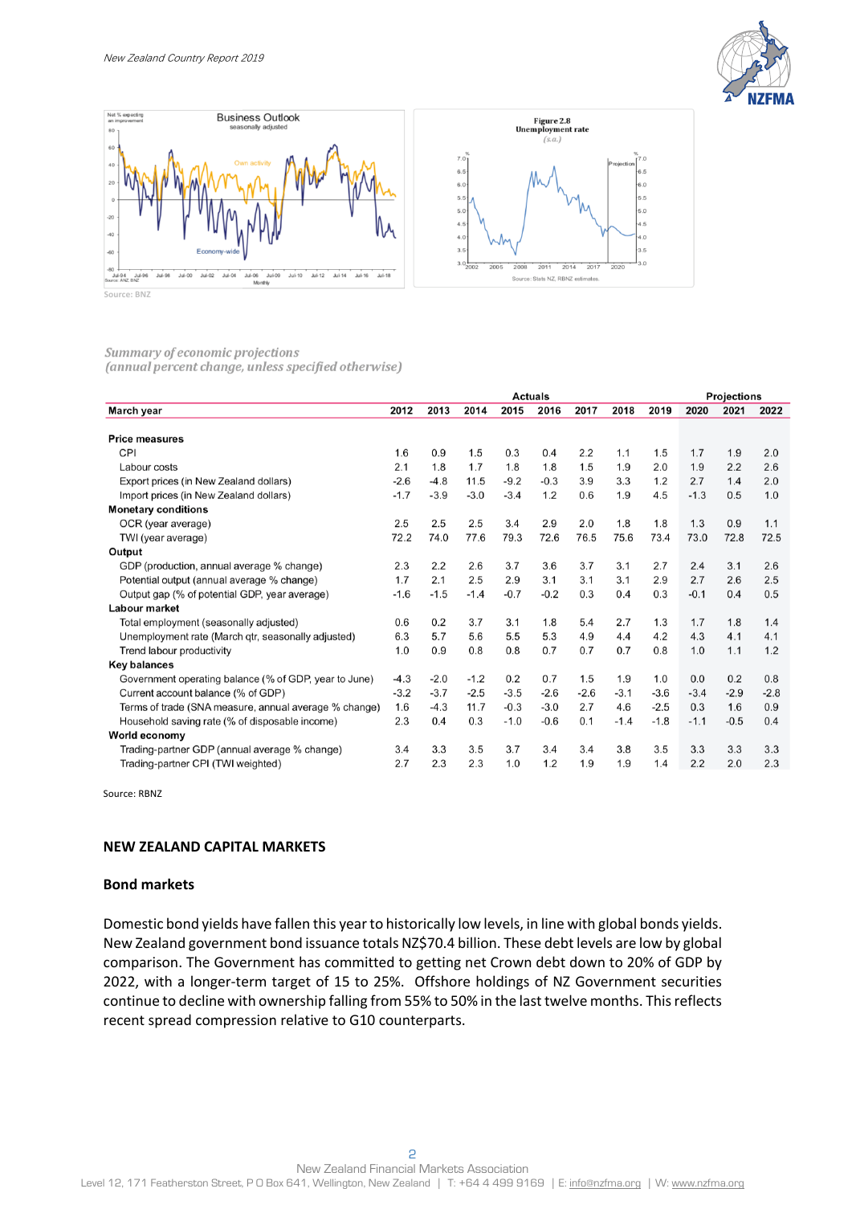Source: BNZ

*Summary of economic projections*
*(annual percent change, unless specified otherwise)*

| March year | 2012 | 2013 | 2014 | 2015 | 2016 | 2017 | 2018 | 2019 | 2020 | 2021 | 2022 |
|---|---|---|---|---|---|---|---|---|---|---|---|
| | Actuals | | | | | | | | Projections | | |
| **Price measures** | | | | | | | | | | | |
| CPI | 1.6 | 0.9 | 1.5 | 0.3 | 0.4 | 2.2 | 1.1 | 1.5 | 1.7 | 1.9 | 2.0 |
| Labour costs | 2.1 | 1.8 | 1.7 | 1.8 | 1.8 | 1.5 | 1.9 | 2.0 | 1.9 | 2.2 | 2.6 |
| Export prices (in New Zealand dollars) | -2.6 | -4.8 | 11.5 | -9.2 | -0.3 | 3.9 | 3.3 | 1.2 | 2.7 | 1.4 | 2.0 |
| Import prices (in New Zealand dollars) | -1.7 | -3.9 | -3.0 | -3.4 | 1.2 | 0.6 | 1.9 | 4.5 | -1.3 | 0.5 | 1.0 |
| **Monetary conditions** | | | | | | | | | | | |
| OCR (year average) | 2.5 | 2.5 | 2.5 | 3.4 | 2.9 | 2.0 | 1.8 | 1.8 | 1.3 | 0.9 | 1.1 |
| TWI (year average) | 72.2 | 74.0 | 77.6 | 79.3 | 72.6 | 76.5 | 75.6 | 73.4 | 73.0 | 72.8 | 72.5 |
| **Output** | | | | | | | | | | | |
| GDP (production, annual average % change) | 2.3 | 2.2 | 2.6 | 3.7 | 3.6 | 3.7 | 3.1 | 2.7 | 2.4 | 3.1 | 2.6 |
| Potential output (annual average % change) | 1.7 | 2.1 | 2.5 | 2.9 | 3.1 | 3.1 | 3.1 | 2.9 | 2.7 | 2.6 | 2.5 |
| Output gap (% of potential GDP, year average) | -1.6 | -1.5 | -1.4 | -0.7 | -0.2 | 0.3 | 0.4 | 0.3 | -0.1 | 0.4 | 0.5 |
| **Labour market** | | | | | | | | | | | |
| Total employment (seasonally adjusted) | 0.6 | 0.2 | 3.7 | 3.1 | 1.8 | 5.4 | 2.7 | 1.3 | 1.7 | 1.8 | 1.4 |
| Unemployment rate (March qtr, seasonally adjusted) | 6.3 | 5.7 | 5.6 | 5.5 | 5.3 | 4.9 | 4.4 | 4.2 | 4.3 | 4.1 | 4.1 |
| Trend labour productivity | 1.0 | 0.9 | 0.8 | 0.8 | 0.7 | 0.7 | 0.7 | 0.8 | 1.0 | 1.1 | 1.2 |
| **Key balances** | | | | | | | | | | | |
| Government operating balance (% of GDP, year to June) | -4.3 | -2.0 | -1.2 | 0.2 | 0.7 | 1.5 | 1.9 | 1.0 | 0.0 | 0.2 | 0.8 |
| Current account balance (% of GDP) | -3.2 | -3.7 | -2.5 | -3.5 | -2.6 | -2.6 | -3.1 | -3.6 | -3.4 | -2.9 | -2.8 |
| Terms of trade (SNA measure, annual average % change) | 1.6 | -4.3 | 11.7 | -0.3 | -3.0 | 2.7 | 4.6 | -2.5 | 0.3 | 1.6 | 0.9 |
| Household saving rate (% of disposable income) | 2.3 | 0.4 | 0.3 | -1.0 | -0.6 | 0.1 | -1.4 | -1.8 | -1.1 | -0.5 | 0.4 |
| **World economy** | | | | | | | | | | | |
| Trading-partner GDP (annual average % change) | 3.4 | 3.3 | 3.5 | 3.7 | 3.4 | 3.4 | 3.8 | 3.5 | 3.3 | 3.3 | 3.3 |
| Trading-partner CPI (TWI weighted) | 2.7 | 2.3 | 2.3 | 1.0 | 1.2 | 1.9 | 1.9 | 1.4 | 2.2 | 2.0 | 2.3 |

Source: RBNZ

## NEW ZEALAND CAPITAL MARKETS

### Bond markets

Domestic bond yields have fallen this year to historically low levels, in line with global bonds yields. New Zealand government bond issuance totals NZ$70.4 billion. These debt levels are low by global comparison. The Government has committed to getting net Crown debt down to 20% of GDP by 2022, with a longer-term target of 15 to 25%. Offshore holdings of NZ Government securities continue to decline with ownership falling from 55% to 50% in the last twelve months. This reflects recent spread compression relative to G10 counterparts.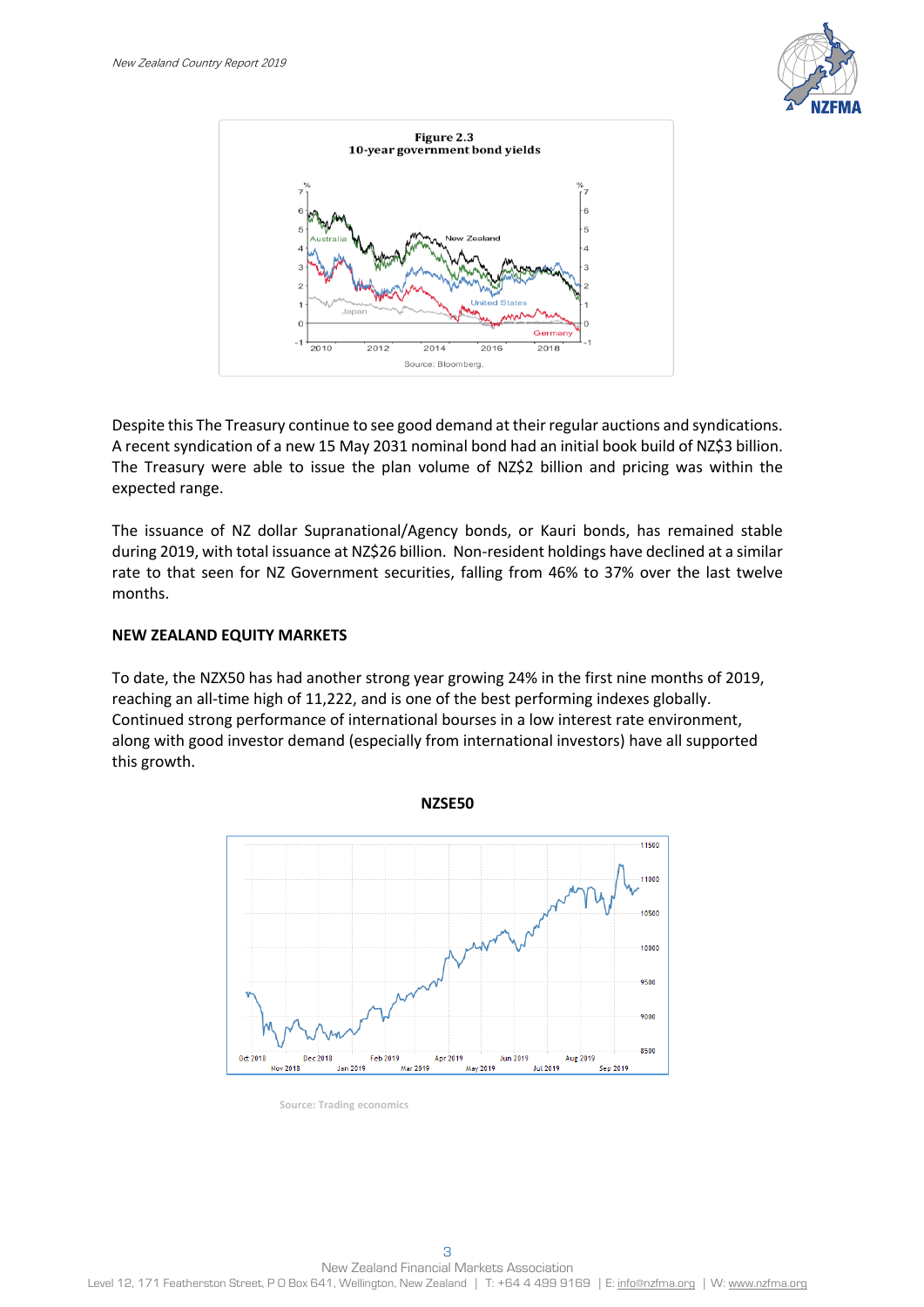**Figure 2.3**
**10-year government bond yields**

Source: Bloomberg.

Despite this The Treasury continue to see good demand at their regular auctions and syndications. A recent syndication of a new 15 May 2031 nominal bond had an initial book build of NZ$3 billion. The Treasury were able to issue the plan volume of NZ$2 billion and pricing was within the expected range.

The issuance of NZ dollar Supranational/Agency bonds, or Kauri bonds, has remained stable during 2019, with total issuance at NZ$26 billion. Non-resident holdings have declined at a similar rate to that seen for NZ Government securities, falling from 46% to 37% over the last twelve months.

## NEW ZEALAND EQUITY MARKETS

To date, the NZX50 has had another strong year growing 24% in the first nine months of 2019, reaching an all-time high of 11,222, and is one of the best performing indexes globally. Continued strong performance of international bourses in a low interest rate environment, along with good investor demand (especially from international investors) have all supported this growth.

**NZSE50**

Source: Trading economics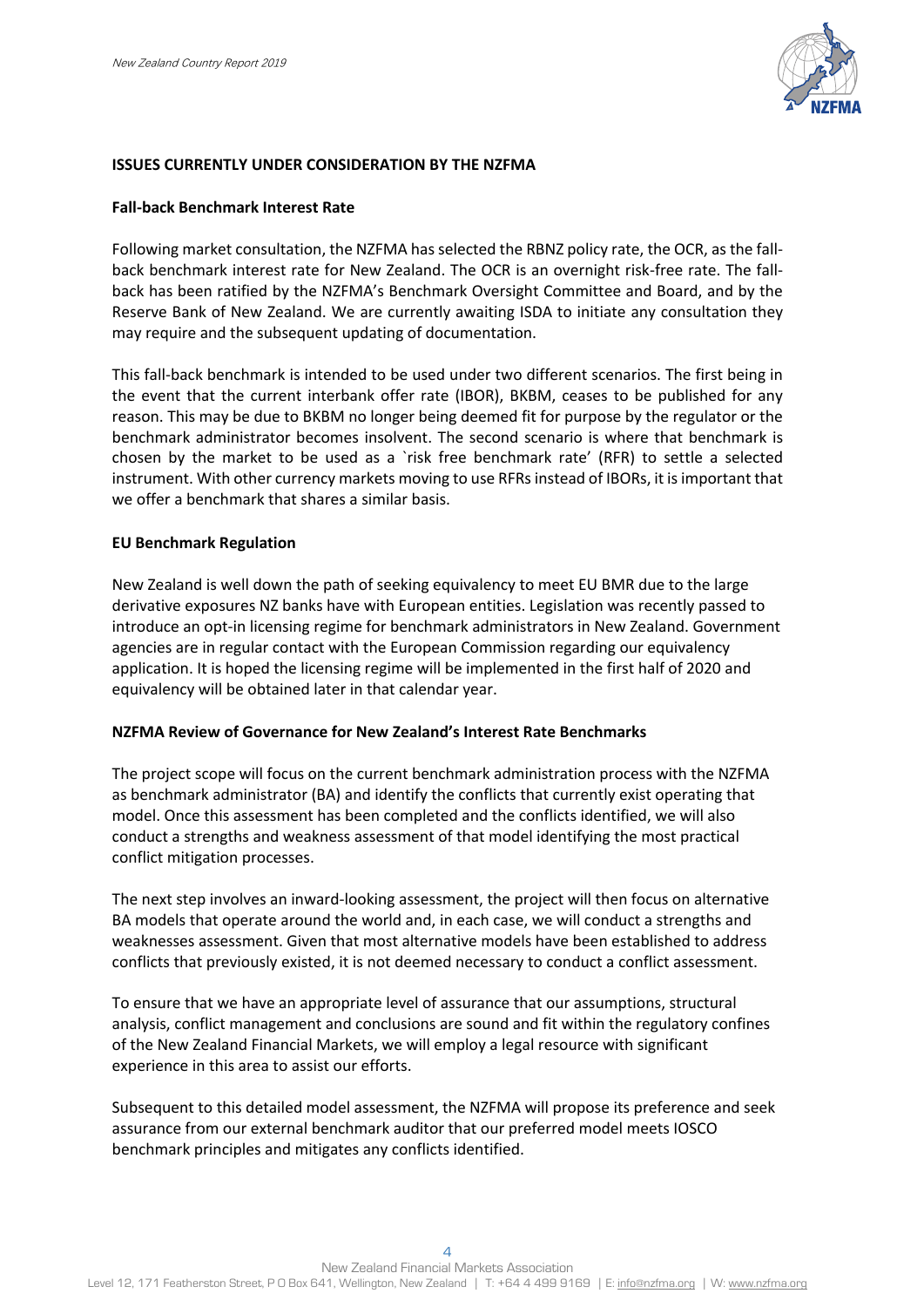## ISSUES CURRENTLY UNDER CONSIDERATION BY THE NZFMA

### Fall-back Benchmark Interest Rate

Following market consultation, the NZFMA has selected the RBNZ policy rate, the OCR, as the fall-back benchmark interest rate for New Zealand. The OCR is an overnight risk-free rate. The fall-back has been ratified by the NZFMA's Benchmark Oversight Committee and Board, and by the Reserve Bank of New Zealand. We are currently awaiting ISDA to initiate any consultation they may require and the subsequent updating of documentation.

This fall-back benchmark is intended to be used under two different scenarios. The first being in the event that the current interbank offer rate (IBOR), BKBM, ceases to be published for any reason. This may be due to BKBM no longer being deemed fit for purpose by the regulator or the benchmark administrator becomes insolvent. The second scenario is where that benchmark is chosen by the market to be used as a `risk free benchmark rate' (RFR) to settle a selected instrument. With other currency markets moving to use RFRs instead of IBORs, it is important that we offer a benchmark that shares a similar basis.

### EU Benchmark Regulation

New Zealand is well down the path of seeking equivalency to meet EU BMR due to the large derivative exposures NZ banks have with European entities. Legislation was recently passed to introduce an opt-in licensing regime for benchmark administrators in New Zealand. Government agencies are in regular contact with the European Commission regarding our equivalency application. It is hoped the licensing regime will be implemented in the first half of 2020 and equivalency will be obtained later in that calendar year.

### NZFMA Review of Governance for New Zealand's Interest Rate Benchmarks

The project scope will focus on the current benchmark administration process with the NZFMA as benchmark administrator (BA) and identify the conflicts that currently exist operating that model. Once this assessment has been completed and the conflicts identified, we will also conduct a strengths and weakness assessment of that model identifying the most practical conflict mitigation processes.

The next step involves an inward-looking assessment, the project will then focus on alternative BA models that operate around the world and, in each case, we will conduct a strengths and weaknesses assessment. Given that most alternative models have been established to address conflicts that previously existed, it is not deemed necessary to conduct a conflict assessment.

To ensure that we have an appropriate level of assurance that our assumptions, structural analysis, conflict management and conclusions are sound and fit within the regulatory confines of the New Zealand Financial Markets, we will employ a legal resource with significant experience in this area to assist our efforts.

Subsequent to this detailed model assessment, the NZFMA will propose its preference and seek assurance from our external benchmark auditor that our preferred model meets IOSCO benchmark principles and mitigates any conflicts identified.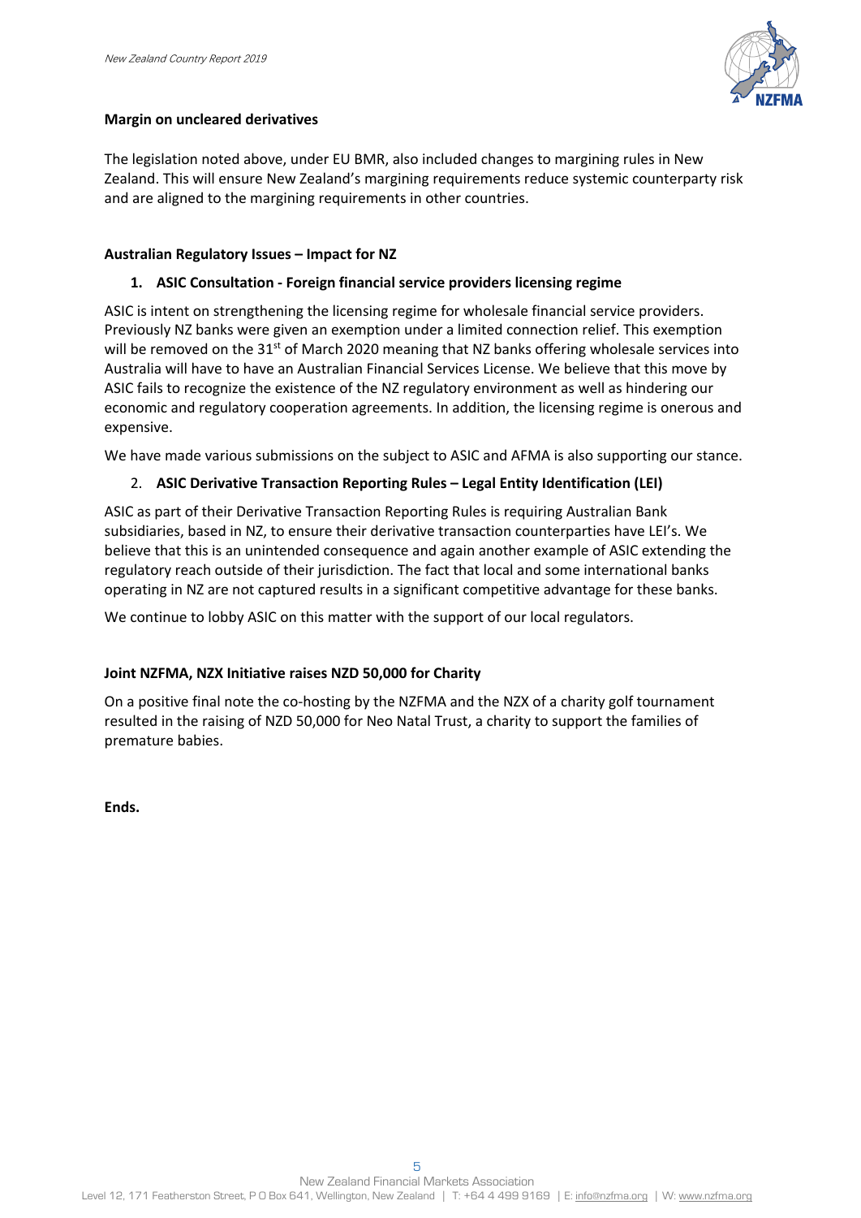**Margin on uncleared derivatives**

The legislation noted above, under EU BMR, also included changes to margining rules in New Zealand. This will ensure New Zealand's margining requirements reduce systemic counterparty risk and are aligned to the margining requirements in other countries.

**Australian Regulatory Issues – Impact for NZ**

1. **ASIC Consultation - Foreign financial service providers licensing regime**

ASIC is intent on strengthening the licensing regime for wholesale financial service providers. Previously NZ banks were given an exemption under a limited connection relief. This exemption will be removed on the 31st of March 2020 meaning that NZ banks offering wholesale services into Australia will have to have an Australian Financial Services License. We believe that this move by ASIC fails to recognize the existence of the NZ regulatory environment as well as hindering our economic and regulatory cooperation agreements. In addition, the licensing regime is onerous and expensive.

We have made various submissions on the subject to ASIC and AFMA is also supporting our stance.

2. **ASIC Derivative Transaction Reporting Rules – Legal Entity Identification (LEI)**

ASIC as part of their Derivative Transaction Reporting Rules is requiring Australian Bank subsidiaries, based in NZ, to ensure their derivative transaction counterparties have LEI's. We believe that this is an unintended consequence and again another example of ASIC extending the regulatory reach outside of their jurisdiction. The fact that local and some international banks operating in NZ are not captured results in a significant competitive advantage for these banks.

We continue to lobby ASIC on this matter with the support of our local regulators.

**Joint NZFMA, NZX Initiative raises NZD 50,000 for Charity**

On a positive final note the co-hosting by the NZFMA and the NZX of a charity golf tournament resulted in the raising of NZD 50,000 for Neo Natal Trust, a charity to support the families of premature babies.

**Ends.**